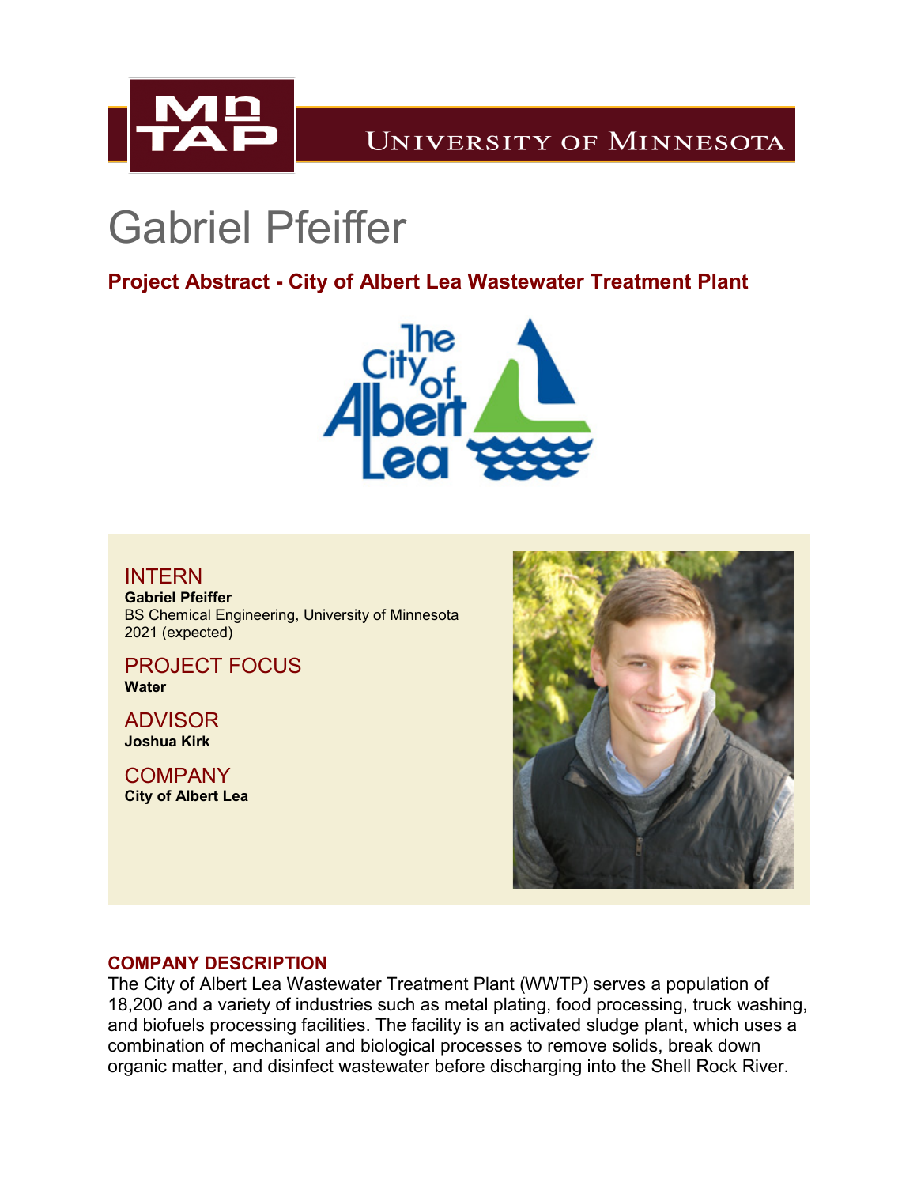# Gabriel Pfeiffer

## Project Abstract - City of Albert Lea Wastewater Treatment Plant

### INTERN
**Gabriel Pfeiffer**
BS Chemical Engineering, University of Minnesota
2021 (expected)

### PROJECT FOCUS
**Water**

### ADVISOR
**Joshua Kirk**

### COMPANY
**City of Albert Lea**

### COMPANY DESCRIPTION
The City of Albert Lea Wastewater Treatment Plant (WWTP) serves a population of 18,200 and a variety of industries such as metal plating, food processing, truck washing, and biofuels processing facilities. The facility is an activated sludge plant, which uses a combination of mechanical and biological processes to remove solids, break down organic matter, and disinfect wastewater before discharging into the Shell Rock River.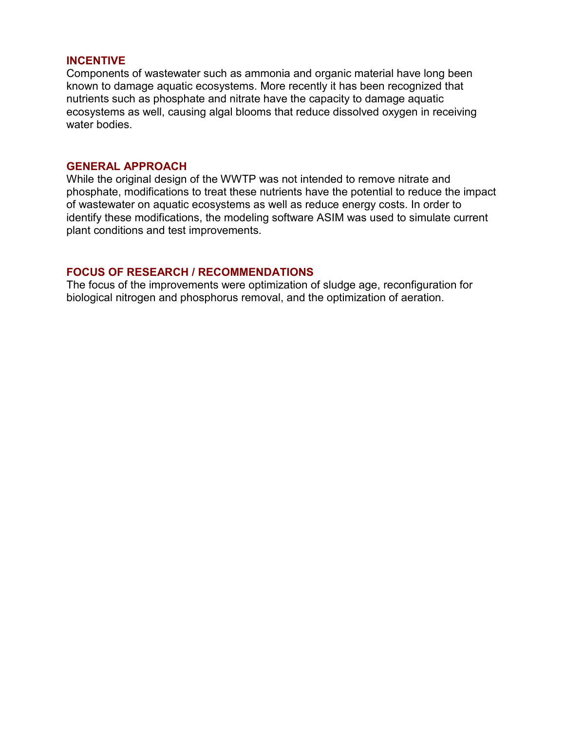## INCENTIVE

Components of wastewater such as ammonia and organic material have long been known to damage aquatic ecosystems. More recently it has been recognized that nutrients such as phosphate and nitrate have the capacity to damage aquatic ecosystems as well, causing algal blooms that reduce dissolved oxygen in receiving water bodies.

## GENERAL APPROACH

While the original design of the WWTP was not intended to remove nitrate and phosphate, modifications to treat these nutrients have the potential to reduce the impact of wastewater on aquatic ecosystems as well as reduce energy costs. In order to identify these modifications, the modeling software ASIM was used to simulate current plant conditions and test improvements.

## FOCUS OF RESEARCH / RECOMMENDATIONS

The focus of the improvements were optimization of sludge age, reconfiguration for biological nitrogen and phosphorus removal, and the optimization of aeration.